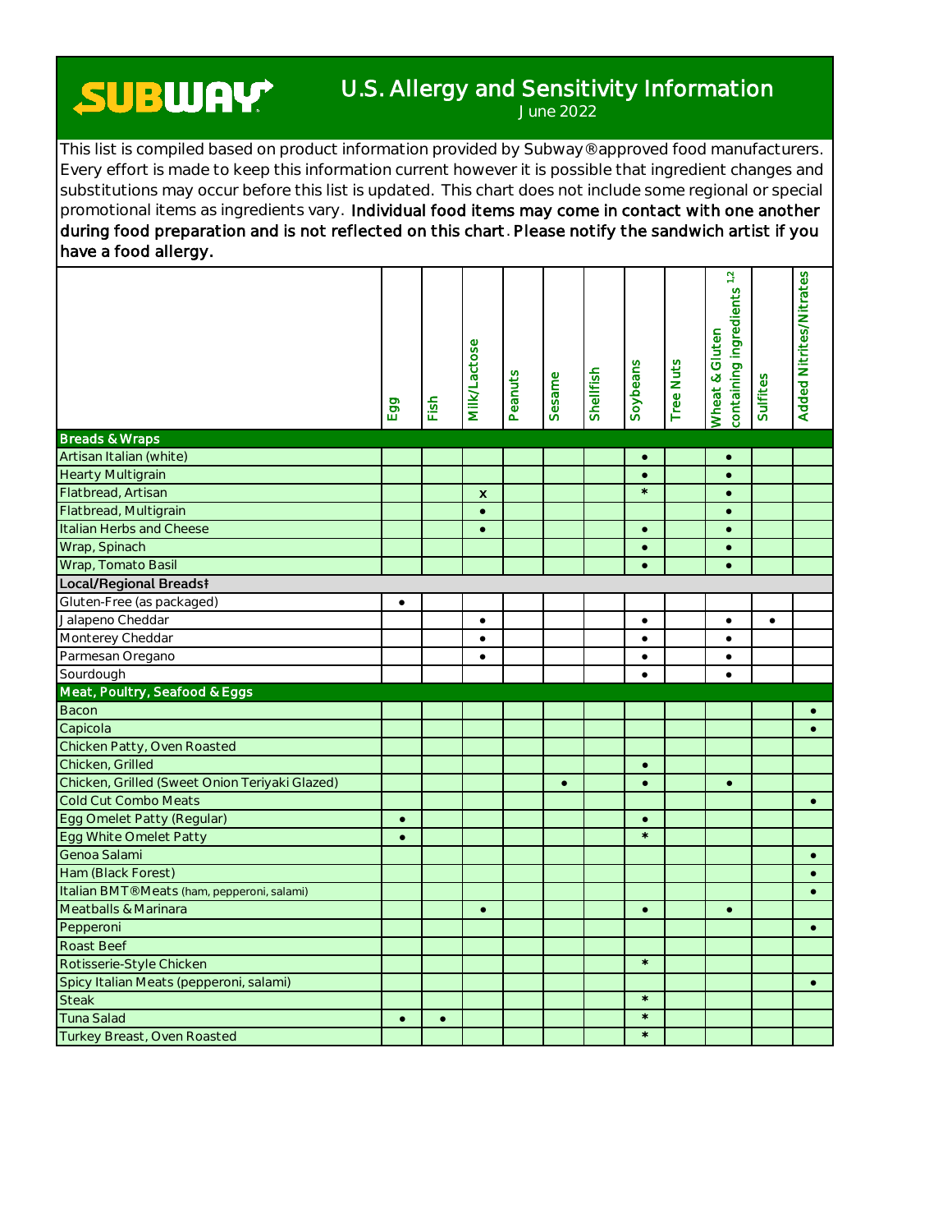# SUBWAY

## U.S. Allergy and Sensitivity Information

June 2022

This list is compiled based on product information provided by Subway® approved food manufacturers. Every effort is made to keep this information current however it is possible that ingredient changes and substitutions may occur before this list is updated. This chart does not include some regional or special promotional items as ingredients vary. **Individual food items may come in contact with one another during food preparation and is not reflected on this chart. Please notify the sandwich artist if you have a food allergy.**

| | Egg | Fish | Milk/Lactose | Peanuts | Sesame | Shellfish | Soybeans | Tree Nuts | Wheat & Gluten containing ingredients [1,2] | Sulfites | Added Nitrites/Nitrates |
|---|---|---|---|---|---|---|---|---|---|---|---|
| **Breads & Wraps** | | | | | | | | | | | |
| Artisan Italian (white) | | | | | | | • | | • | | |
| Hearty Multigrain | | | | | | | • | | • | | |
| Flatbread, Artisan | | | x | | | | * | | • | | |
| Flatbread, Multigrain | | | • | | | | | | • | | |
| Italian Herbs and Cheese | | | • | | | | • | | • | | |
| Wrap, Spinach | | | | | | | • | | • | | |
| Wrap, Tomato Basil | | | | | | | • | | • | | |
| **Local/Regional Breads†** | | | | | | | | | | | |
| Gluten-Free (as packaged) | • | | | | | | | | | | |
| Jalapeno Cheddar | | | • | | | | • | | • | • | |
| Monterey Cheddar | | | • | | | | • | | • | | |
| Parmesan Oregano | | | • | | | | • | | • | | |
| Sourdough | | | | | | | • | | • | | |
| **Meat, Poultry, Seafood & Eggs** | | | | | | | | | | | |
| Bacon | | | | | | | | | | | • |
| Capicola | | | | | | | | | | | • |
| Chicken Patty, Oven Roasted | | | | | | | | | | | |
| Chicken, Grilled | | | | | | | • | | | | |
| Chicken, Grilled (Sweet Onion Teriyaki Glazed) | | | | | • | | • | | • | | |
| Cold Cut Combo Meats | | | | | | | | | | | • |
| Egg Omelet Patty (Regular) | • | | | | | | • | | | | |
| Egg White Omelet Patty | • | | | | | | * | | | | |
| Genoa Salami | | | | | | | | | | | • |
| Ham (Black Forest) | | | | | | | | | | | • |
| Italian BMT® Meats (ham, pepperoni, salami) | | | | | | | | | | | • |
| Meatballs & Marinara | | | • | | | | • | | • | | |
| Pepperoni | | | | | | | | | | | • |
| Roast Beef | | | | | | | | | | | |
| Rotisserie-Style Chicken | | | | | | | * | | | | |
| Spicy Italian Meats (pepperoni, salami) | | | | | | | | | | | • |
| Steak | | | | | | | * | | | | |
| Tuna Salad | • | • | | | | | * | | | | |
| Turkey Breast, Oven Roasted | | | | | | | * | | | | |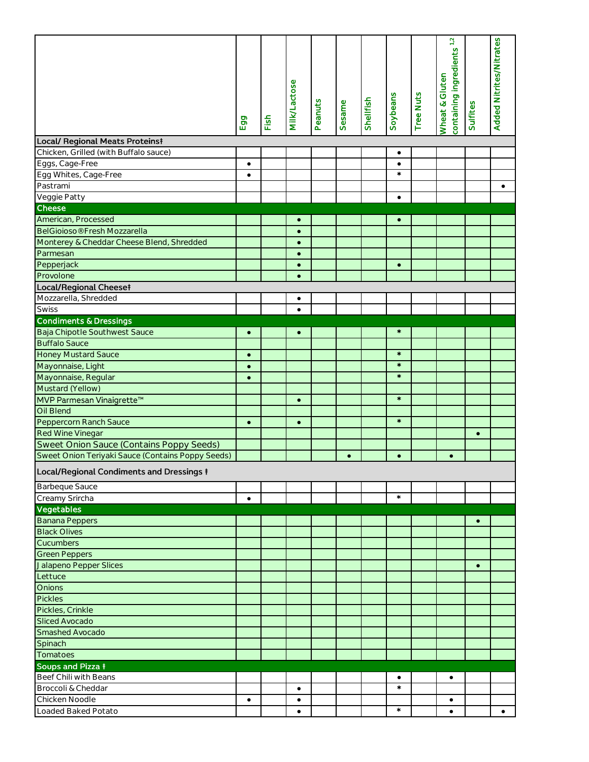| | Egg | Fish | Milk/Lactose | Peanuts | Sesame | Shellfish | Soybeans | Tree Nuts | Wheat & Gluten containing ingredients [1,2] | Sulfites | Added Nitrites/Nitrates |
|---|---|---|---|---|---|---|---|---|---|---|---|
| **Local/ Regional Meats Proteins‡** | | | | | | | | | | | |
| Chicken, Grilled (with Buffalo sauce) | | | | | | | • | | | | |
| Eggs, Cage-Free | • | | | | | | • | | | | |
| Egg Whites, Cage-Free | • | | | | | | * | | | | |
| Pastrami | | | | | | | | | | | • |
| Veggie Patty | | | | | | | • | | | | |
| **Cheese** | | | | | | | | | | | |
| American, Processed | | | • | | | | • | | | | |
| BelGioioso®Fresh Mozzarella | | | • | | | | | | | | |
| Monterey & Cheddar Cheese Blend, Shredded | | | • | | | | | | | | |
| Parmesan | | | • | | | | | | | | |
| Pepperjack | | | • | | | | • | | | | |
| Provolone | | | • | | | | | | | | |
| **Local/Regional Cheese‡** | | | | | | | | | | | |
| Mozzarella, Shredded | | | • | | | | | | | | |
| Swiss | | | • | | | | | | | | |
| **Condiments & Dressings** | | | | | | | | | | | |
| Baja Chipotle Southwest Sauce | • | | • | | | | * | | | | |
| Buffalo Sauce | | | | | | | | | | | |
| Honey Mustard Sauce | • | | | | | | * | | | | |
| Mayonnaise, Light | • | | | | | | * | | | | |
| Mayonnaise, Regular | • | | | | | | * | | | | |
| Mustard (Yellow) | | | | | | | | | | | |
| MVP Parmesan Vinaigrette™ | | | • | | | | * | | | | |
| Oil Blend | | | | | | | | | | | |
| Peppercorn Ranch Sauce | • | | • | | | | * | | | | |
| Red Wine Vinegar | | | | | | | | | | • | |
| Sweet Onion Sauce (Contains Poppy Seeds) | | | | | | | | | | | |
| Sweet Onion Teriyaki Sauce (Contains Poppy Seeds) | | | | | • | | • | | • | | |
| **Local/Regional Condiments and Dressings ‡** | | | | | | | | | | | |
| Barbeque Sauce | | | | | | | | | | | |
| Creamy Srircha | • | | | | | | * | | | | |
| **Vegetables** | | | | | | | | | | | |
| Banana Peppers | | | | | | | | | | • | |
| Black Olives | | | | | | | | | | | |
| Cucumbers | | | | | | | | | | | |
| Green Peppers | | | | | | | | | | | |
| Jalapeno Pepper Slices | | | | | | | | | | • | |
| Lettuce | | | | | | | | | | | |
| Onions | | | | | | | | | | | |
| Pickles | | | | | | | | | | | |
| Pickles, Crinkle | | | | | | | | | | | |
| Sliced Avocado | | | | | | | | | | | |
| Smashed Avocado | | | | | | | | | | | |
| Spinach | | | | | | | | | | | |
| Tomatoes | | | | | | | | | | | |
| **Soups and Pizza ‡** | | | | | | | | | | | |
| Beef Chili with Beans | | | | | | | • | | • | | |
| Broccoli & Cheddar | | | • | | | | * | | | | |
| Chicken Noodle | • | | • | | | | | | • | | |
| Loaded Baked Potato | | | • | | | | * | | • | | • |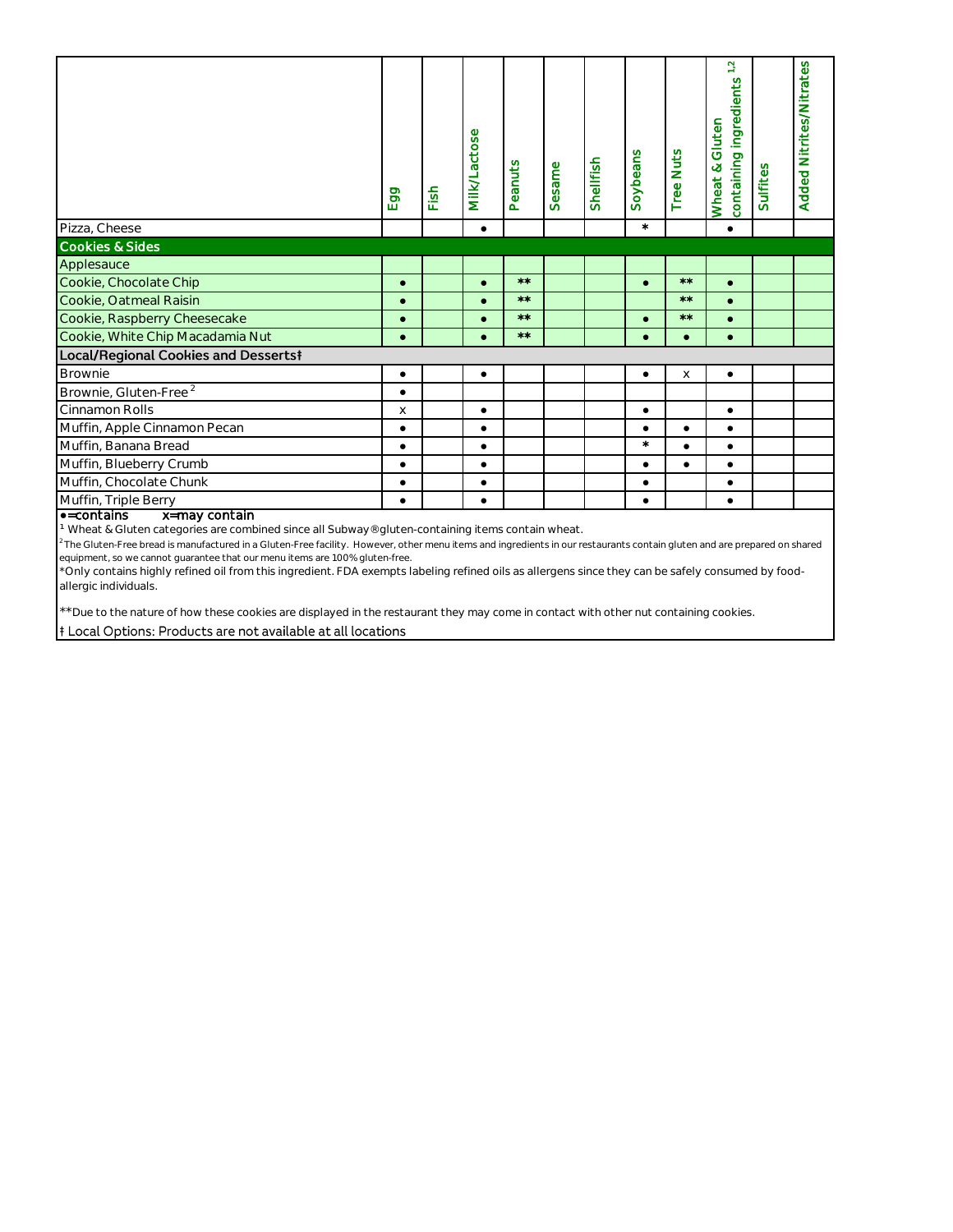| | Egg | Fish | Milk/Lactose | Peanuts | Sesame | Shellfish | Soybeans | Tree Nuts | Wheat & Gluten containing ingredients [1,2] | Sulfites | Added Nitrites/Nitrates |
|---|---|---|---|---|---|---|---|---|---|---|---|
| Pizza, Cheese | | | ● | | | | * | | ● | | |
| **Cookies & Sides** | | | | | | | | | | | |
| Applesauce | | | | | | | | | | | |
| Cookie, Chocolate Chip | ● | | ● | ** | | | ● | ** | ● | | |
| Cookie, Oatmeal Raisin | ● | | ● | ** | | | | ** | ● | | |
| Cookie, Raspberry Cheesecake | ● | | ● | ** | | | ● | ** | ● | | |
| Cookie, White Chip Macadamia Nut | ● | | ● | ** | | | ● | ● | ● | | |
| **Local/Regional Cookies and Desserts‡** | | | | | | | | | | | |
| Brownie | ● | | ● | | | | ● | x | ● | | |
| Brownie, Gluten-Free [2] | ● | | | | | | | | | | |
| Cinnamon Rolls | x | | ● | | | | ● | | ● | | |
| Muffin, Apple Cinnamon Pecan | ● | | ● | | | | ● | ● | ● | | |
| Muffin, Banana Bread | ● | | ● | | | | * | ● | ● | | |
| Muffin, Blueberry Crumb | ● | | ● | | | | ● | ● | ● | | |
| Muffin, Chocolate Chunk | ● | | ● | | | | ● | | ● | | |
| Muffin, Triple Berry | ● | | ● | | | | ● | | ● | | |

●=contains   x=may contain

[1] Wheat & Gluten categories are combined since all Subway® gluten-containing items contain wheat.

[2] The Gluten-Free bread is manufactured in a Gluten-Free facility. However, other menu items and ingredients in our restaurants contain gluten and are prepared on shared equipment, so we cannot guarantee that our menu items are 100% gluten-free.

*Only contains highly refined oil from this ingredient. FDA exempts labeling refined oils as allergens since they can be safely consumed by food-allergic individuals.

**Due to the nature of how these cookies are displayed in the restaurant they may come in contact with other nut containing cookies.

‡ Local Options: Products are not available at all locations